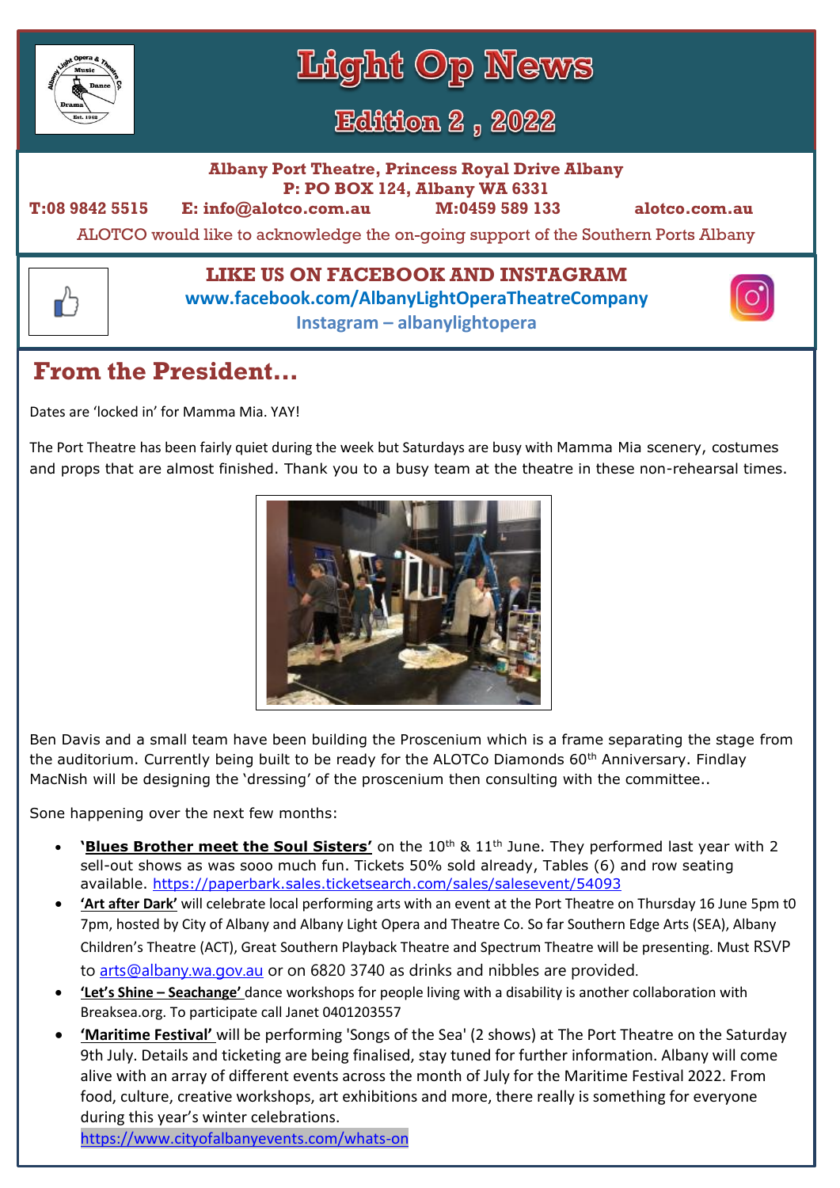# Light Op News

## Edition 2 , 2022

**Albany Port Theatre, Princess Royal Drive Albany**
**P: PO BOX 124, Albany WA 6331**
**T:08 9842 5515 E: info@alotco.com.au M:0459 589 133 alotco.com.au**

ALOTCO would like to acknowledge the on-going support of the Southern Ports Albany

**LIKE US ON FACEBOOK AND INSTAGRAM**
**www.facebook.com/AlbanyLightOperaTheatreCompany**
**Instagram – albanylightopera**

## From the President…

Dates are 'locked in' for Mamma Mia. YAY!

The Port Theatre has been fairly quiet during the week but Saturdays are busy with Mamma Mia scenery, costumes and props that are almost finished. Thank you to a busy team at the theatre in these non-rehearsal times.

Ben Davis and a small team have been building the Proscenium which is a frame separating the stage from the auditorium. Currently being built to be ready for the ALOTCo Diamonds 60th Anniversary. Findlay MacNish will be designing the 'dressing' of the proscenium then consulting with the committee..

Sone happening over the next few months:

- **'Blues Brother meet the Soul Sisters'** on the 10th & 11th June. They performed last year with 2 sell-out shows as was sooo much fun. Tickets 50% sold already, Tables (6) and row seating available. https://paperbark.sales.ticketsearch.com/sales/salesevent/54093
- **'Art after Dark'** will celebrate local performing arts with an event at the Port Theatre on Thursday 16 June 5pm t0 7pm, hosted by City of Albany and Albany Light Opera and Theatre Co. So far Southern Edge Arts (SEA), Albany Children's Theatre (ACT), Great Southern Playback Theatre and Spectrum Theatre will be presenting. Must RSVP to arts@albany.wa.gov.au or on 6820 3740 as drinks and nibbles are provided.
- **'Let's Shine – Seachange'** dance workshops for people living with a disability is another collaboration with Breaksea.org. To participate call Janet 0401203557
- **'Maritime Festival'** will be performing 'Songs of the Sea' (2 shows) at The Port Theatre on the Saturday 9th July. Details and ticketing are being finalised, stay tuned for further information. Albany will come alive with an array of different events across the month of July for the Maritime Festival 2022. From food, culture, creative workshops, art exhibitions and more, there really is something for everyone during this year's winter celebrations.
  https://www.cityofalbanyevents.com/whats-on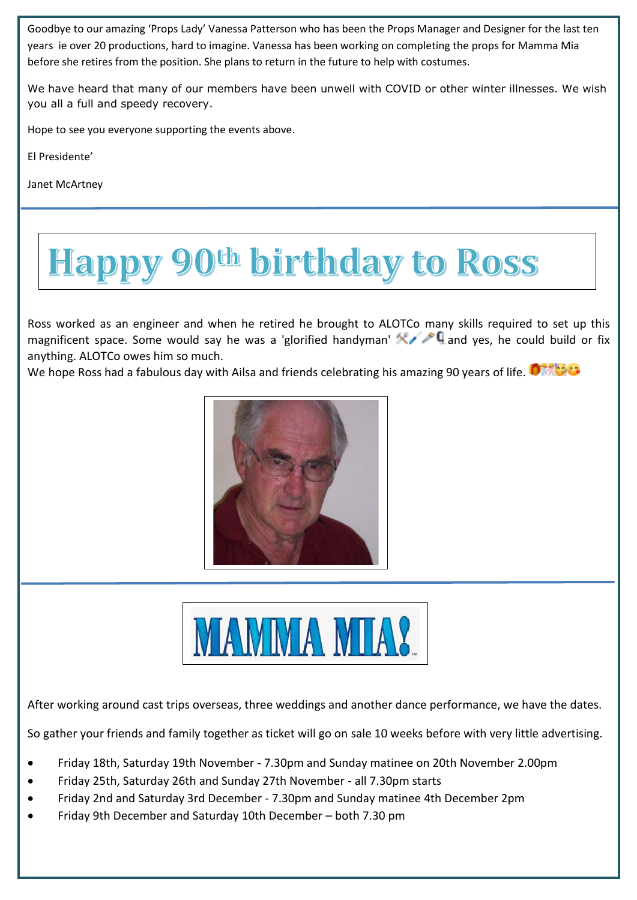Goodbye to our amazing 'Props Lady' Vanessa Patterson who has been the Props Manager and Designer for the last ten years ie over 20 productions, hard to imagine. Vanessa has been working on completing the props for Mamma Mia before she retires from the position. She plans to return in the future to help with costumes.

We have heard that many of our members have been unwell with COVID or other winter illnesses. We wish you all a full and speedy recovery.

Hope to see you everyone supporting the events above.

El Presidente'

Janet McArtney

# Happy 90th birthday to Ross

Ross worked as an engineer and when he retired he brought to ALOTCo many skills required to set up this magnificent space. Some would say he was a 'glorified handyman' 🛠️🖌️🔨 and yes, he could build or fix anything. ALOTCo owes him so much.

We hope Ross had a fabulous day with Ailsa and friends celebrating his amazing 90 years of life. 🎁🎊🥳😘

# MAMMA MIA!

After working around cast trips overseas, three weddings and another dance performance, we have the dates.

So gather your friends and family together as ticket will go on sale 10 weeks before with very little advertising.

- Friday 18th, Saturday 19th November - 7.30pm and Sunday matinee on 20th November 2.00pm
- Friday 25th, Saturday 26th and Sunday 27th November - all 7.30pm starts
- Friday 2nd and Saturday 3rd December - 7.30pm and Sunday matinee 4th December 2pm
- Friday 9th December and Saturday 10th December – both 7.30 pm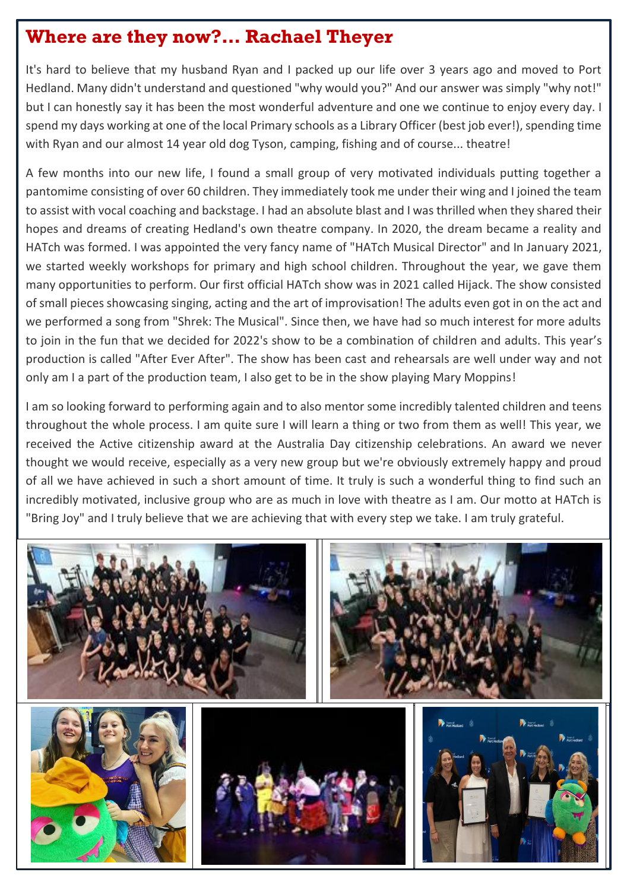## Where are they now?... Rachael Theyer

It's hard to believe that my husband Ryan and I packed up our life over 3 years ago and moved to Port Hedland. Many didn't understand and questioned "why would you?" And our answer was simply "why not!" but I can honestly say it has been the most wonderful adventure and one we continue to enjoy every day. I spend my days working at one of the local Primary schools as a Library Officer (best job ever!), spending time with Ryan and our almost 14 year old dog Tyson, camping, fishing and of course... theatre!

A few months into our new life, I found a small group of very motivated individuals putting together a pantomime consisting of over 60 children. They immediately took me under their wing and I joined the team to assist with vocal coaching and backstage. I had an absolute blast and I was thrilled when they shared their hopes and dreams of creating Hedland's own theatre company. In 2020, the dream became a reality and HATch was formed. I was appointed the very fancy name of "HATch Musical Director" and In January 2021, we started weekly workshops for primary and high school children. Throughout the year, we gave them many opportunities to perform. Our first official HATch show was in 2021 called Hijack. The show consisted of small pieces showcasing singing, acting and the art of improvisation! The adults even got in on the act and we performed a song from "Shrek: The Musical". Since then, we have had so much interest for more adults to join in the fun that we decided for 2022's show to be a combination of children and adults. This year's production is called "After Ever After". The show has been cast and rehearsals are well under way and not only am I a part of the production team, I also get to be in the show playing Mary Moppins!

I am so looking forward to performing again and to also mentor some incredibly talented children and teens throughout the whole process. I am quite sure I will learn a thing or two from them as well! This year, we received the Active citizenship award at the Australia Day citizenship celebrations. An award we never thought we would receive, especially as a very new group but we're obviously extremely happy and proud of all we have achieved in such a short amount of time. It truly is such a wonderful thing to find such an incredibly motivated, inclusive group who are as much in love with theatre as I am. Our motto at HATch is "Bring Joy" and I truly believe that we are achieving that with every step we take. I am truly grateful.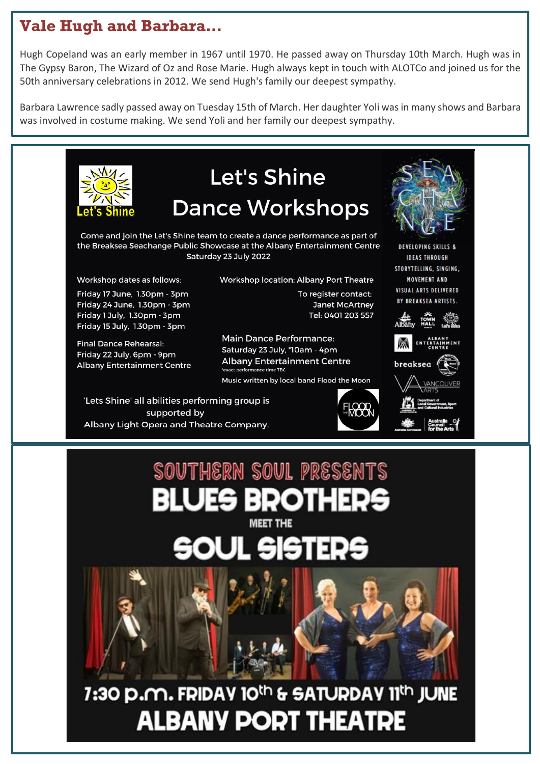## Vale Hugh and Barbara...

Hugh Copeland was an early member in 1967 until 1970. He passed away on Thursday 10th March. Hugh was in The Gypsy Baron, The Wizard of Oz and Rose Marie. Hugh always kept in touch with ALOTCo and joined us for the 50th anniversary celebrations in 2012. We send Hugh's family our deepest sympathy.

Barbara Lawrence sadly passed away on Tuesday 15th of March. Her daughter Yoli was in many shows and Barbara was involved in costume making. We send Yoli and her family our deepest sympathy.

---

Let's Shine

# Let's Shine Dance Workshops

Come and join the Let's Shine team to create a dance performance as part of the Breaksea Seachange Public Showcase at the Albany Entertainment Centre Saturday 23 July 2022

Workshop dates as follows:

Friday 17 June, 1.30pm - 3pm
Friday 24 June, 1.30pm - 3pm
Friday 1 July, 1.30pm - 3pm
Friday 15 July, 1.30pm - 3pm

Final Dance Rehearsal:
Friday 22 July, 6pm - 9pm
Albany Entertainment Centre

Workshop location: Albany Port Theatre

To register contact:
Janet McArtney
Tel: 0401 203 557

Main Dance Performance:
Saturday 23 July, *10am - 4pm
Albany Entertainment Centre
*exact performance time TBC

Music written by local band Flood the Moon

'Lets Shine' all abilities performing group is supported by Albany Light Opera and Theatre Company.

SEA CHANGE

DEVELOPING SKILLS & IDEAS THROUGH STORYTELLING, SINGING, MOVEMENT AND VISUAL ARTS DELIVERED BY BREAKSEA ARTISTS.

---

SOUTHERN SOUL PRESENTS

# BLUES BROTHERS MEET THE SOUL SISTERS

7:30 p.m. FRIDAY 10th & SATURDAY 11th JUNE

ALBANY PORT THEATRE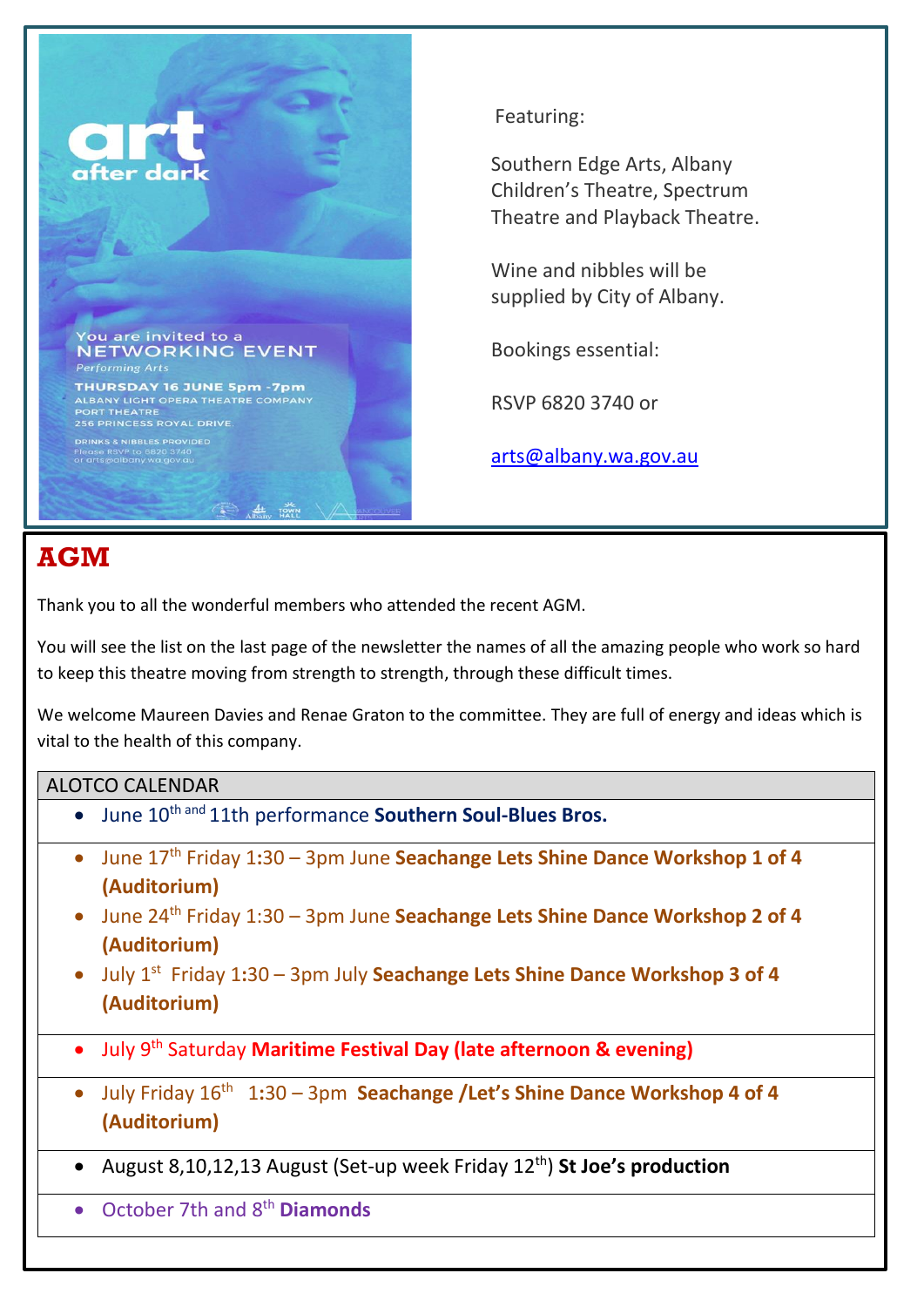art
after dark

You are invited to a
NETWORKING EVENT
*Performing Arts*

**THURSDAY 16 JUNE 5pm -7pm**
ALBANY LIGHT OPERA THEATRE COMPANY
PORT THEATRE
256 PRINCESS ROYAL DRIVE

DRINKS & NIBBLES PROVIDED
Please RSVP to 6820 3740
or arts@albany.wa.gov.au

Featuring:

Southern Edge Arts, Albany Children's Theatre, Spectrum Theatre and Playback Theatre.

Wine and nibbles will be supplied by City of Albany.

Bookings essential:

RSVP 6820 3740 or

arts@albany.wa.gov.au

## AGM

Thank you to all the wonderful members who attended the recent AGM.

You will see the list on the last page of the newsletter the names of all the amazing people who work so hard to keep this theatre moving from strength to strength, through these difficult times.

We welcome Maureen Davies and Renae Graton to the committee. They are full of energy and ideas which is vital to the health of this company.

| ALOTCO CALENDAR |
|---|
| • June 10th and 11th performance **Southern Soul-Blues Bros.** |
| • June 17th Friday 1:30 – 3pm June **Seachange Lets Shine Dance Workshop 1 of 4 (Auditorium)**<br>• June 24th Friday 1:30 – 3pm June **Seachange Lets Shine Dance Workshop 2 of 4 (Auditorium)**<br>• July 1st Friday 1:30 – 3pm July **Seachange Lets Shine Dance Workshop 3 of 4 (Auditorium)** |
| • July 9th Saturday **Maritime Festival Day (late afternoon & evening)** |
| • July Friday 16th 1:30 – 3pm **Seachange /Let's Shine Dance Workshop 4 of 4 (Auditorium)** |
| • August 8,10,12,13 August (Set-up week Friday 12th) **St Joe's production** |
| • October 7th and 8th **Diamonds** |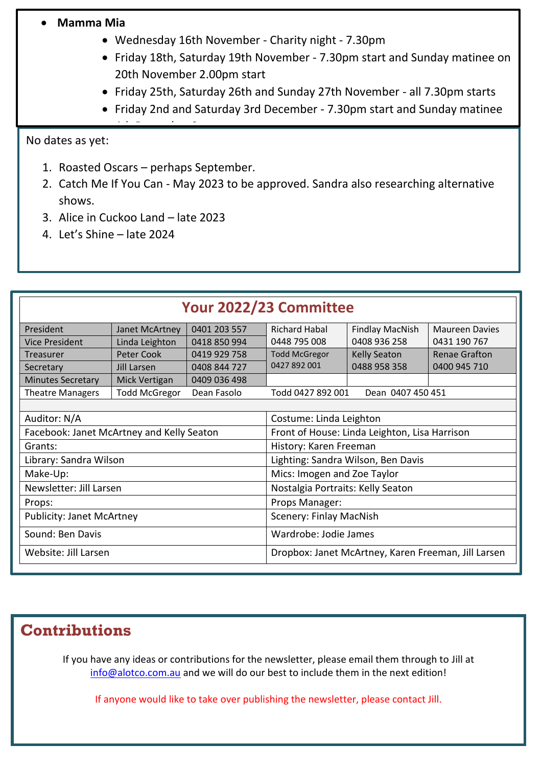- **Mamma Mia**
  - Wednesday 16th November - Charity night - 7.30pm
  - Friday 18th, Saturday 19th November - 7.30pm start and Sunday matinee on 20th November 2.00pm start
  - Friday 25th, Saturday 26th and Sunday 27th November - all 7.30pm starts
  - Friday 2nd and Saturday 3rd December - 7.30pm start and Sunday matinee

No dates as yet:

1. Roasted Oscars – perhaps September.
2. Catch Me If You Can - May 2023 to be approved. Sandra also researching alternative shows.
3. Alice in Cuckoo Land – late 2023
4. Let's Shine – late 2024

## Your 2022/23 Committee

| | | | | | |
|---|---|---|---|---|---|
| President | Janet McArtney | 0401 203 557 | Richard Habal 0448 795 008 | Findlay MacNish 0408 936 258 | Maureen Davies 0431 190 767 |
| Vice President | Linda Leighton | 0418 850 994 | | | |
| Treasurer | Peter Cook | 0419 929 758 | Todd McGregor 0427 892 001 | Kelly Seaton 0488 958 358 | Renae Grafton 0400 945 710 |
| Secretary | Jill Larsen | 0408 844 727 | | | |
| Minutes Secretary | Mick Vertigan | 0409 036 498 | | | |
| Theatre Managers | Todd McGregor | Dean Fasolo | Todd 0427 892 001 | Dean 0407 450 451 | |

| | |
|---|---|
| Auditor: N/A | Costume: Linda Leighton |
| Facebook: Janet McArtney and Kelly Seaton | Front of House: Linda Leighton, Lisa Harrison |
| Grants: | History: Karen Freeman |
| Library: Sandra Wilson | Lighting: Sandra Wilson, Ben Davis |
| Make-Up: | Mics: Imogen and Zoe Taylor |
| Newsletter: Jill Larsen | Nostalgia Portraits: Kelly Seaton |
| Props: | Props Manager: |
| Publicity: Janet McArtney | Scenery: Finlay MacNish |
| Sound: Ben Davis | Wardrobe: Jodie James |
| Website: Jill Larsen | Dropbox: Janet McArtney, Karen Freeman, Jill Larsen |

## Contributions

If you have any ideas or contributions for the newsletter, please email them through to Jill at info@alotco.com.au and we will do our best to include them in the next edition!

If anyone would like to take over publishing the newsletter, please contact Jill.